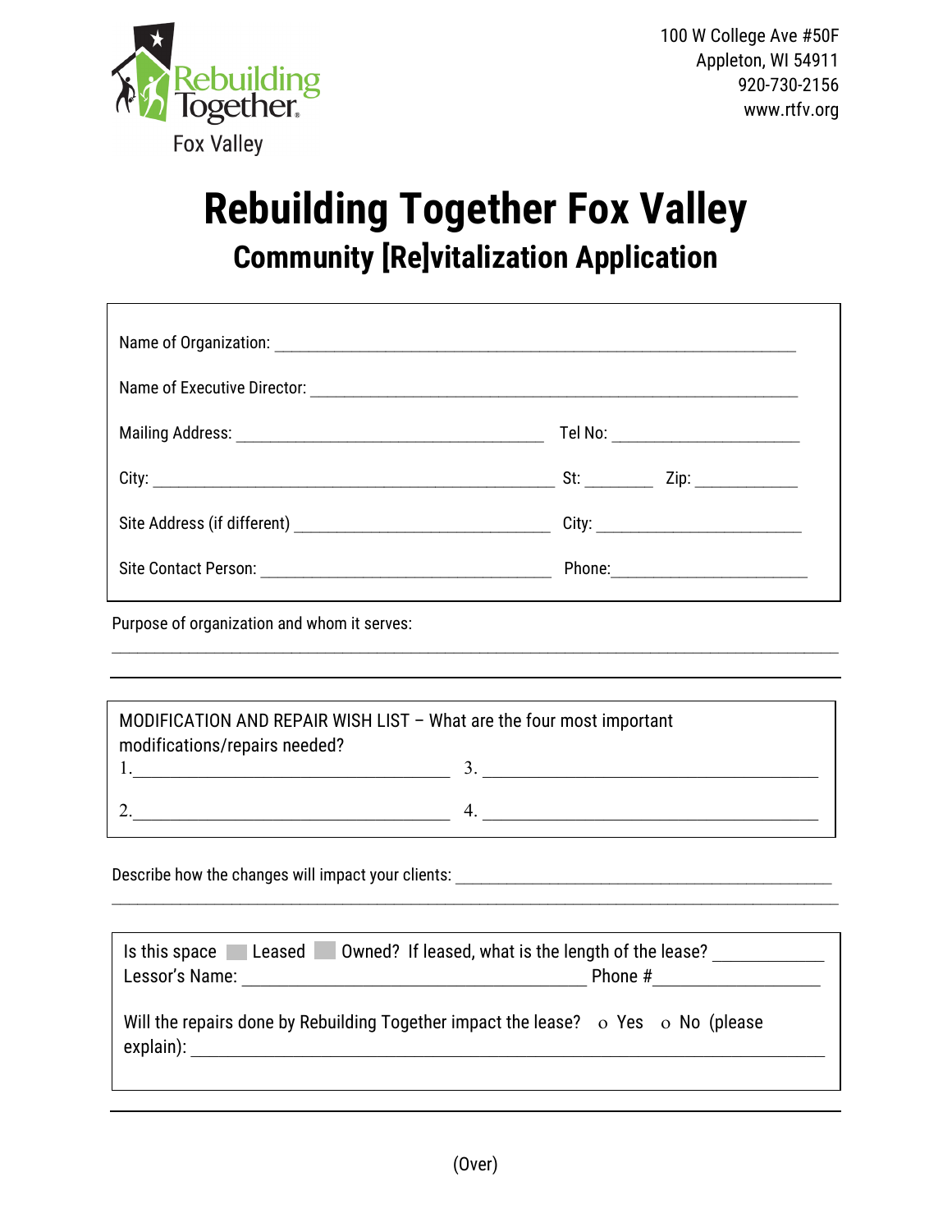Rebuilding Together Fox Valley

100 W College Ave #50F
Appleton, WI 54911
920-730-2156
www.rtfv.org

# Rebuilding Together Fox Valley

## Community [Re]vitalization Application

Name of Organization: ______________________________________________

Name of Executive Director: ______________________________________________

Mailing Address: ______________________________ Tel No: __________________

City: ______________________________________ St: ________ Zip: ___________

Site Address (if different) _________________________ City: ____________________

Site Contact Person: ____________________________ Phone:____________________

Purpose of organization and whom it serves:

______________________________________________________________________

______________________________________________________________________

MODIFICATION AND REPAIR WISH LIST – What are the four most important modifications/repairs needed?

1.______________________________ 3. ______________________________

2.______________________________ 4. ______________________________

Describe how the changes will impact your clients: ____________________________________

______________________________________________________________________

Is this space ☐ Leased ☐ Owned? If leased, what is the length of the lease? __________
Lessor's Name: ________________________________ Phone #_______________

Will the repairs done by Rebuilding Together impact the lease? o Yes o No (please explain): ______________________________________________________________

(Over)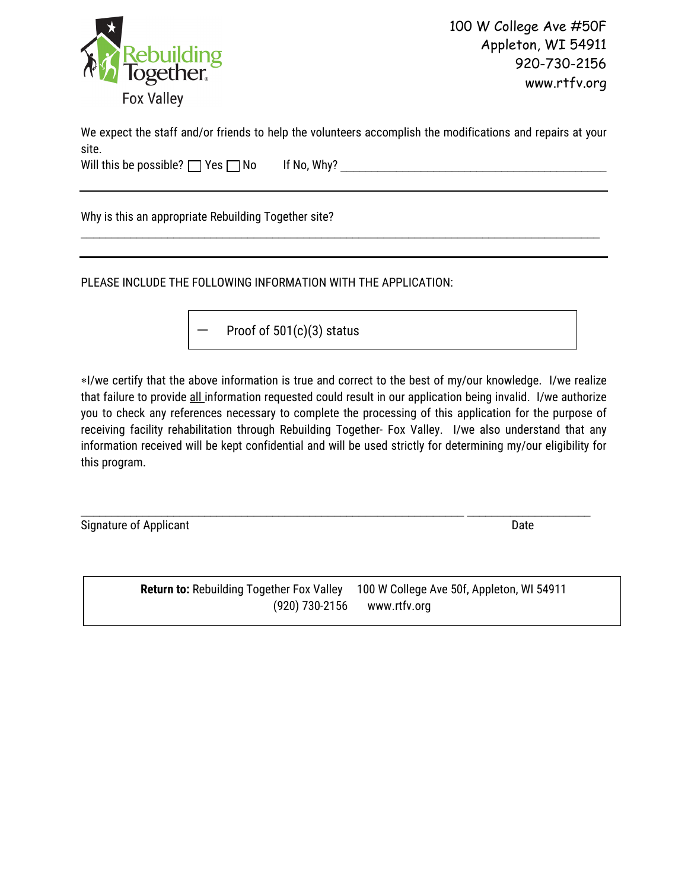Rebuilding Together
Fox Valley

100 W College Ave #50F
Appleton, WI 54911
920-730-2156
www.rtfv.org

We expect the staff and/or friends to help the volunteers accomplish the modifications and repairs at your site.

Will this be possible? ☐ Yes ☐ No  If No, Why? ______________________________________________

---

Why is this an appropriate Rebuilding Together site?

_____________________________________________________________________________________

---

PLEASE INCLUDE THE FOLLOWING INFORMATION WITH THE APPLICATION:

- Proof of 501(c)(3) status

*I/we certify that the above information is true and correct to the best of my/our knowledge. I/we realize that failure to provide all information requested could result in our application being invalid. I/we authorize you to check any references necessary to complete the processing of this application for the purpose of receiving facility rehabilitation through Rebuilding Together- Fox Valley. I/we also understand that any information received will be kept confidential and will be used strictly for determining my/our eligibility for this program.

_____________________________________________________________ ____________________

Signature of Applicant  Date

**Return to:** Rebuilding Together Fox Valley  100 W College Ave 50f, Appleton, WI 54911
(920) 730-2156  www.rtfv.org